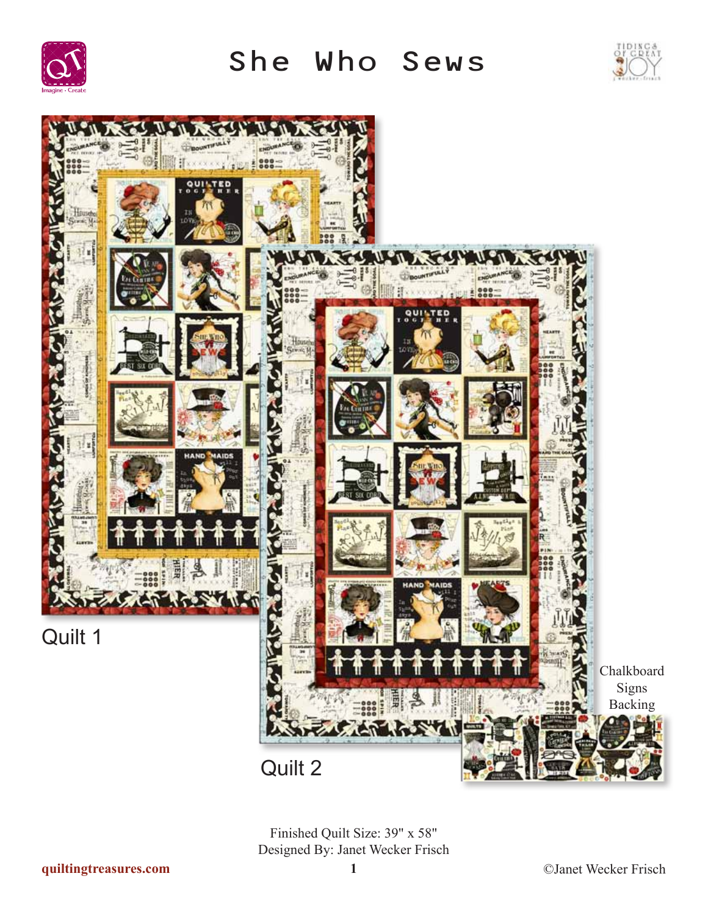# She Who Sews

Quilt 1

Quilt 2

Chalkboard Signs Backing

Finished Quilt Size: 39" x 58"
Designed By: Janet Wecker Frisch

quiltingtreasures.com

©Janet Wecker Frisch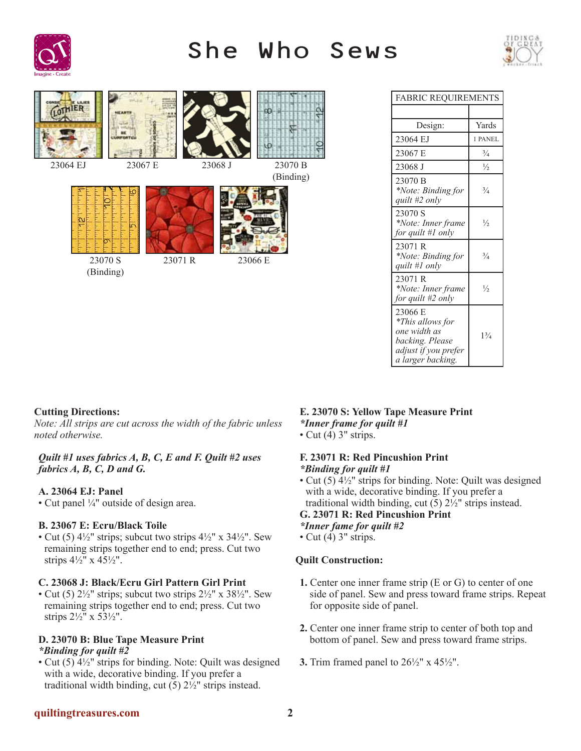# She Who Sews

23064 EJ

23067 E

23068 J

23070 B (Binding)

23070 S (Binding)

23071 R

23066 E

| FABRIC REQUIREMENTS | |
|---|---|
| | |
| Design: | Yards |
| 23064 EJ | 1 PANEL |
| 23067 E | ¾ |
| 23068 J | ½ |
| 23070 B *\*Note: Binding for quilt #2 only* | ¾ |
| 23070 S *\*Note: Inner frame for quilt #1 only* | ½ |
| 23071 R *\*Note: Binding for quilt #1 only* | ¾ |
| 23071 R *\*Note: Inner frame for quilt #2 only* | ½ |
| 23066 E *\*This allows for one width as backing. Please adjust if you prefer a larger backing.* | 1¾ |

**Cutting Directions:**

*Note: All strips are cut across the width of the fabric unless noted otherwise.*

***Quilt #1 uses fabrics A, B, C, E and F. Quilt #2 uses fabrics A, B, C, D and G.***

**A. 23064 EJ: Panel**
- Cut panel ¼" outside of design area.

**B. 23067 E: Ecru/Black Toile**
- Cut (5) 4½" strips; subcut two strips 4½" x 34½". Sew remaining strips together end to end; press. Cut two strips 4½" x 45½".

**C. 23068 J: Black/Ecru Girl Pattern Girl Print**
- Cut (5) 2½" strips; subcut two strips 2½" x 38½". Sew remaining strips together end to end; press. Cut two strips 2½" x 53½".

**D. 23070 B: Blue Tape Measure Print**
***\*Binding for quilt #2***
- Cut (5) 4½" strips for binding. Note: Quilt was designed with a wide, decorative binding. If you prefer a traditional width binding, cut (5) 2½" strips instead.

**E. 23070 S: Yellow Tape Measure Print**
***\*Inner frame for quilt #1***
- Cut (4) 3" strips.

**F. 23071 R: Red Pincushion Print**
***\*Binding for quilt #1***
- Cut (5) 4½" strips for binding. Note: Quilt was designed with a wide, decorative binding. If you prefer a traditional width binding, cut (5) 2½" strips instead.

**G. 23071 R: Red Pincushion Print**
***\*Inner fame for quilt #2***
- Cut (4) 3" strips.

**Quilt Construction:**

1. Center one inner frame strip (E or G) to center of one side of panel. Sew and press toward frame strips. Repeat for opposite side of panel.
2. Center one inner frame strip to center of both top and bottom of panel. Sew and press toward frame strips.
3. Trim framed panel to 26½" x 45½".

quiltingtreasures.com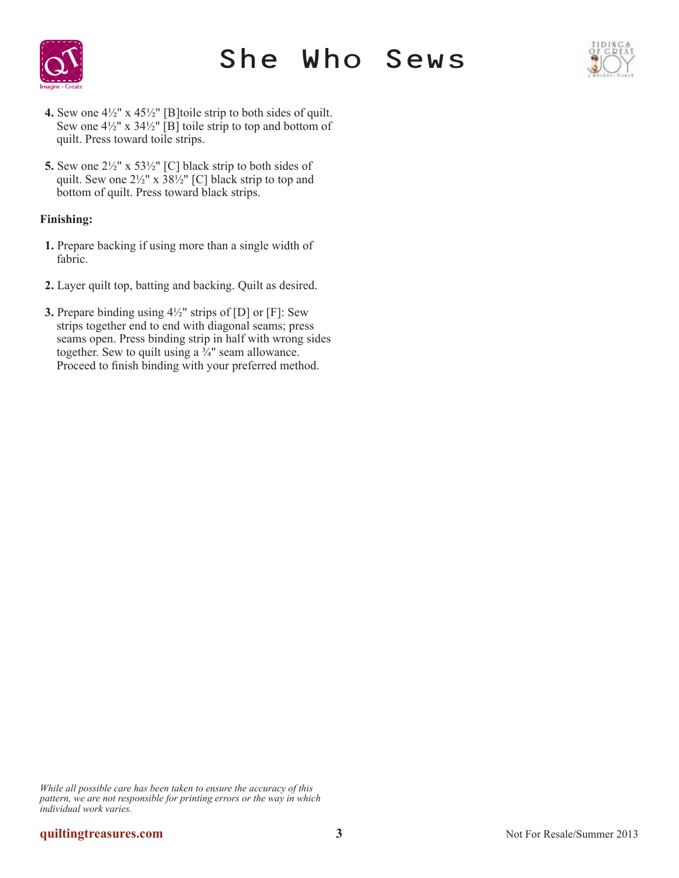4. Sew one 4½" x 45½" [B]toile strip to both sides of quilt. Sew one 4½" x 34½" [B] toile strip to top and bottom of quilt. Press toward toile strips.

5. Sew one 2½" x 53½" [C] black strip to both sides of quilt. Sew one 2½" x 38½" [C] black strip to top and bottom of quilt. Press toward black strips.

**Finishing:**

1. Prepare backing if using more than a single width of fabric.

2. Layer quilt top, batting and backing. Quilt as desired.

3. Prepare binding using 4½" strips of [D] or [F]: Sew strips together end to end with diagonal seams; press seams open. Press binding strip in half with wrong sides together. Sew to quilt using a ¾" seam allowance. Proceed to finish binding with your preferred method.

*While all possible care has been taken to ensure the accuracy of this pattern, we are not responsible for printing errors or the way in which individual work varies.*